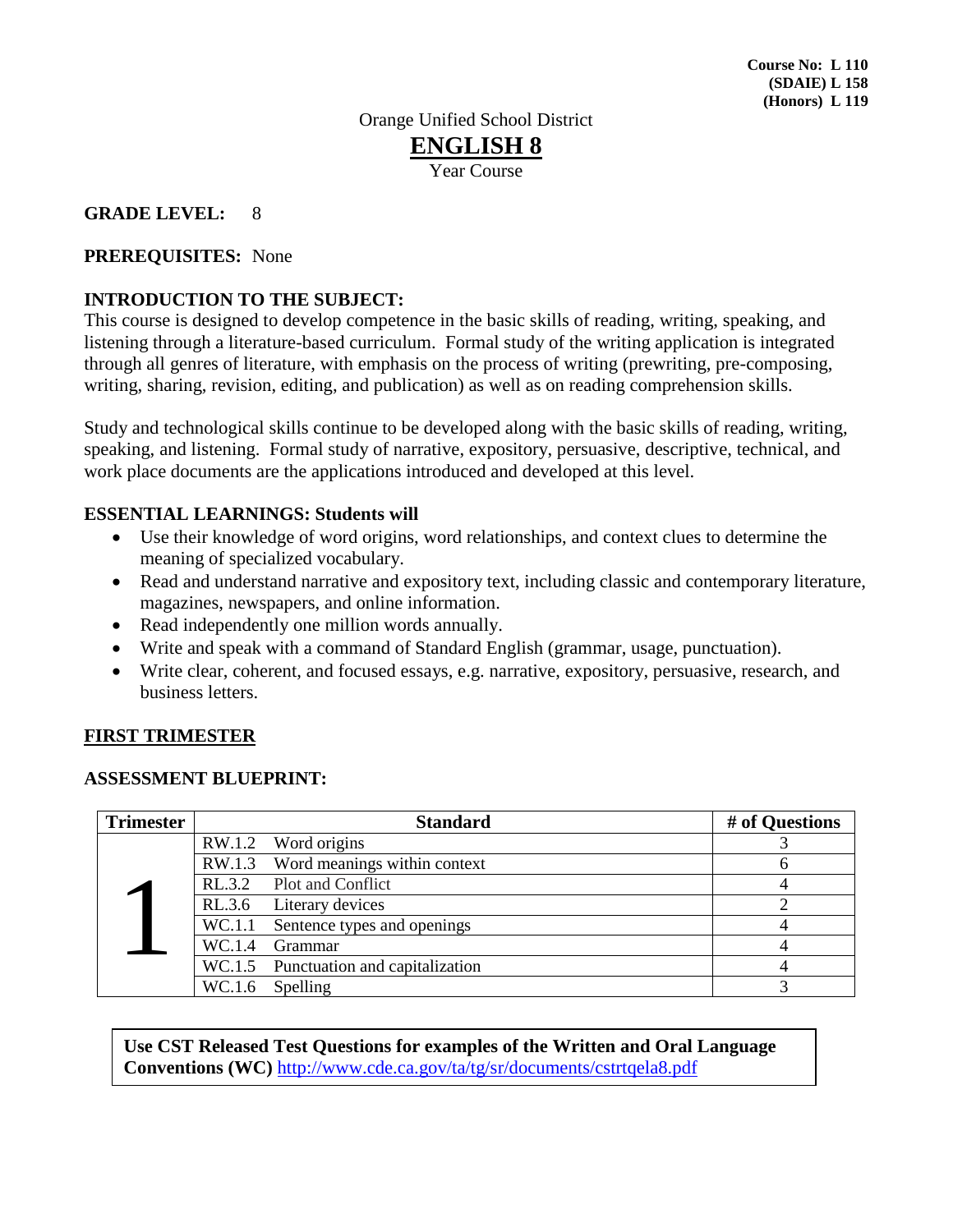**Course No: L 110**
**(SDAIE) L 158**
**(Honors) L 119**

Orange Unified School District

# ENGLISH 8

Year Course

**GRADE LEVEL:** 8

**PREREQUISITES:** None

**INTRODUCTION TO THE SUBJECT:**

This course is designed to develop competence in the basic skills of reading, writing, speaking, and listening through a literature-based curriculum. Formal study of the writing application is integrated through all genres of literature, with emphasis on the process of writing (prewriting, pre-composing, writing, sharing, revision, editing, and publication) as well as on reading comprehension skills.

Study and technological skills continue to be developed along with the basic skills of reading, writing, speaking, and listening. Formal study of narrative, expository, persuasive, descriptive, technical, and work place documents are the applications introduced and developed at this level.

**ESSENTIAL LEARNINGS: Students will**

- Use their knowledge of word origins, word relationships, and context clues to determine the meaning of specialized vocabulary.
- Read and understand narrative and expository text, including classic and contemporary literature, magazines, newspapers, and online information.
- Read independently one million words annually.
- Write and speak with a command of Standard English (grammar, usage, punctuation).
- Write clear, coherent, and focused essays, e.g. narrative, expository, persuasive, research, and business letters.

## FIRST TRIMESTER

**ASSESSMENT BLUEPRINT:**

| Trimester | Standard | # of Questions |
|---|---|---|
| 1 | RW.1.2 Word origins | 3 |
| | RW.1.3 Word meanings within context | 6 |
| | RL.3.2 Plot and Conflict | 4 |
| | RL.3.6 Literary devices | 2 |
| | WC.1.1 Sentence types and openings | 4 |
| | WC.1.4 Grammar | 4 |
| | WC.1.5 Punctuation and capitalization | 4 |
| | WC.1.6 Spelling | 3 |

**Use CST Released Test Questions for examples of the Written and Oral Language Conventions (WC)** http://www.cde.ca.gov/ta/tg/sr/documents/cstrtqela8.pdf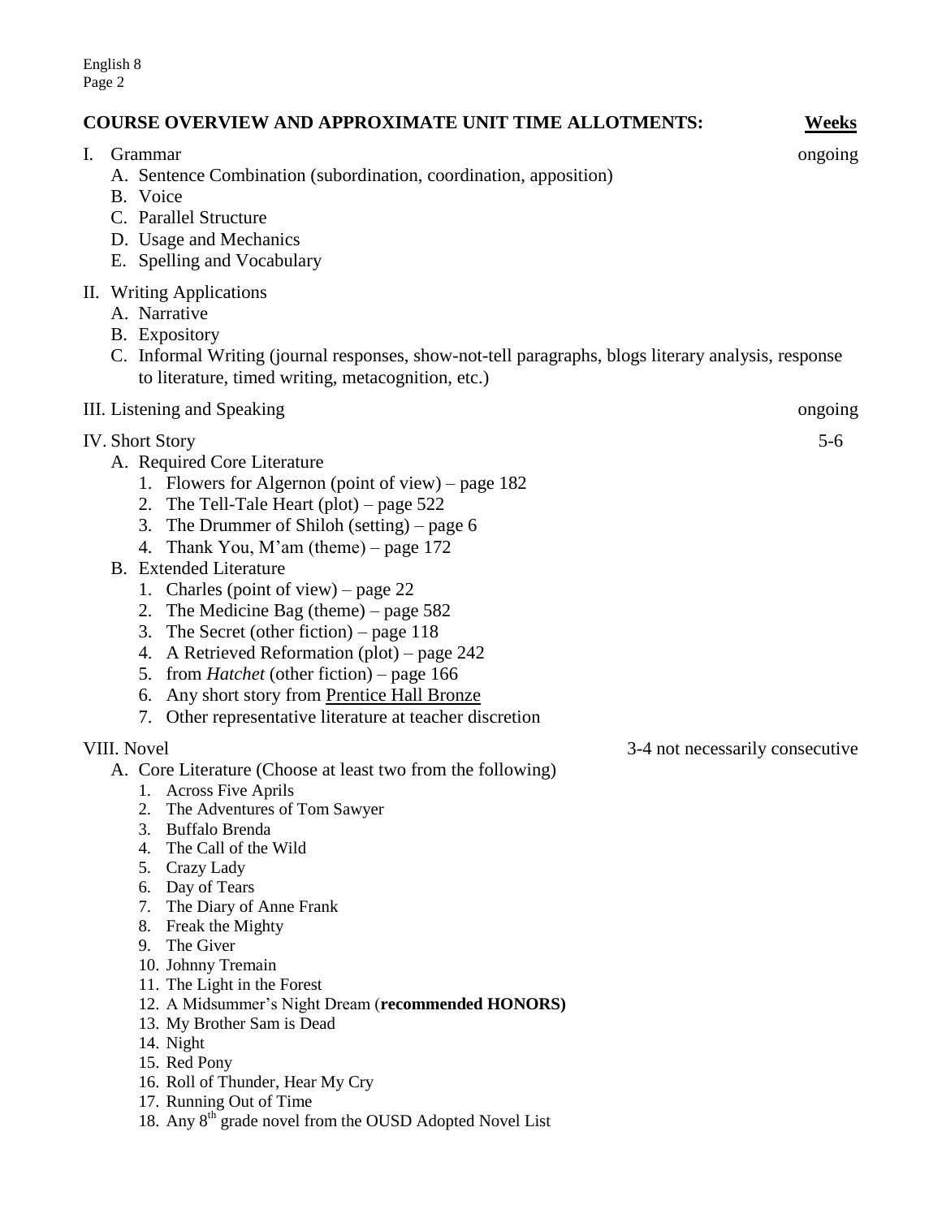## COURSE OVERVIEW AND APPROXIMATE UNIT TIME ALLOTMENTS: **Weeks**

I. Grammar — ongoing

- A. Sentence Combination (subordination, coordination, apposition)
- B. Voice
- C. Parallel Structure
- D. Usage and Mechanics
- E. Spelling and Vocabulary

II. Writing Applications

- A. Narrative
- B. Expository
- C. Informal Writing (journal responses, show-not-tell paragraphs, blogs literary analysis, response to literature, timed writing, metacognition, etc.)

III. Listening and Speaking — ongoing

IV. Short Story — 5-6

- A. Required Core Literature
  1. Flowers for Algernon (point of view) – page 182
  2. The Tell-Tale Heart (plot) – page 522
  3. The Drummer of Shiloh (setting) – page 6
  4. Thank You, M'am (theme) – page 172
- B. Extended Literature
  1. Charles (point of view) – page 22
  2. The Medicine Bag (theme) – page 582
  3. The Secret (other fiction) – page 118
  4. A Retrieved Reformation (plot) – page 242
  5. from *Hatchet* (other fiction) – page 166
  6. Any short story from Prentice Hall Bronze
  7. Other representative literature at teacher discretion

VIII. Novel — 3-4 not necessarily consecutive

- A. Core Literature (Choose at least two from the following)
  1. Across Five Aprils
  2. The Adventures of Tom Sawyer
  3. Buffalo Brenda
  4. The Call of the Wild
  5. Crazy Lady
  6. Day of Tears
  7. The Diary of Anne Frank
  8. Freak the Mighty
  9. The Giver
  10. Johnny Tremain
  11. The Light in the Forest
  12. A Midsummer's Night Dream (**recommended HONORS)**
  13. My Brother Sam is Dead
  14. Night
  15. Red Pony
  16. Roll of Thunder, Hear My Cry
  17. Running Out of Time
  18. Any 8th grade novel from the OUSD Adopted Novel List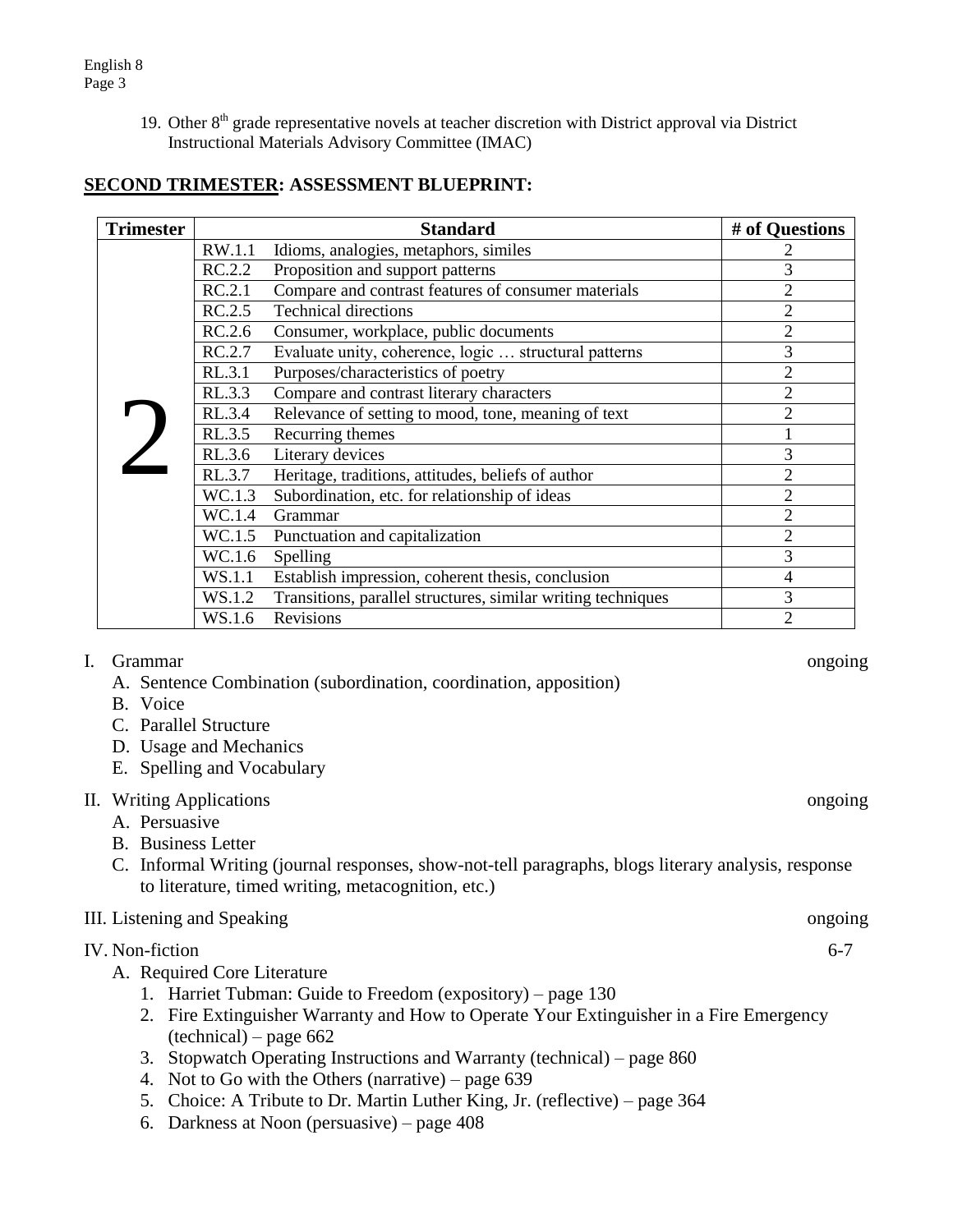19. Other 8th grade representative novels at teacher discretion with District approval via District Instructional Materials Advisory Committee (IMAC)

## **SECOND TRIMESTER: ASSESSMENT BLUEPRINT:**

| Trimester | Standard | | # of Questions |
|---|---|---|---|
| 2 | RW.1.1 | Idioms, analogies, metaphors, similes | 2 |
| | RC.2.2 | Proposition and support patterns | 3 |
| | RC.2.1 | Compare and contrast features of consumer materials | 2 |
| | RC.2.5 | Technical directions | 2 |
| | RC.2.6 | Consumer, workplace, public documents | 2 |
| | RC.2.7 | Evaluate unity, coherence, logic … structural patterns | 3 |
| | RL.3.1 | Purposes/characteristics of poetry | 2 |
| | RL.3.3 | Compare and contrast literary characters | 2 |
| | RL.3.4 | Relevance of setting to mood, tone, meaning of text | 2 |
| | RL.3.5 | Recurring themes | 1 |
| | RL.3.6 | Literary devices | 3 |
| | RL.3.7 | Heritage, traditions, attitudes, beliefs of author | 2 |
| | WC.1.3 | Subordination, etc. for relationship of ideas | 2 |
| | WC.1.4 | Grammar | 2 |
| | WC.1.5 | Punctuation and capitalization | 2 |
| | WC.1.6 | Spelling | 3 |
| | WS.1.1 | Establish impression, coherent thesis, conclusion | 4 |
| | WS.1.2 | Transitions, parallel structures, similar writing techniques | 3 |
| | WS.1.6 | Revisions | 2 |

I. Grammar — ongoing
   - A. Sentence Combination (subordination, coordination, apposition)
   - B. Voice
   - C. Parallel Structure
   - D. Usage and Mechanics
   - E. Spelling and Vocabulary

II. Writing Applications — ongoing
   - A. Persuasive
   - B. Business Letter
   - C. Informal Writing (journal responses, show-not-tell paragraphs, blogs literary analysis, response to literature, timed writing, metacognition, etc.)

III. Listening and Speaking — ongoing

IV. Non-fiction — 6-7
   - A. Required Core Literature
     1. Harriet Tubman: Guide to Freedom (expository) – page 130
     2. Fire Extinguisher Warranty and How to Operate Your Extinguisher in a Fire Emergency (technical) – page 662
     3. Stopwatch Operating Instructions and Warranty (technical) – page 860
     4. Not to Go with the Others (narrative) – page 639
     5. Choice: A Tribute to Dr. Martin Luther King, Jr. (reflective) – page 364
     6. Darkness at Noon (persuasive) – page 408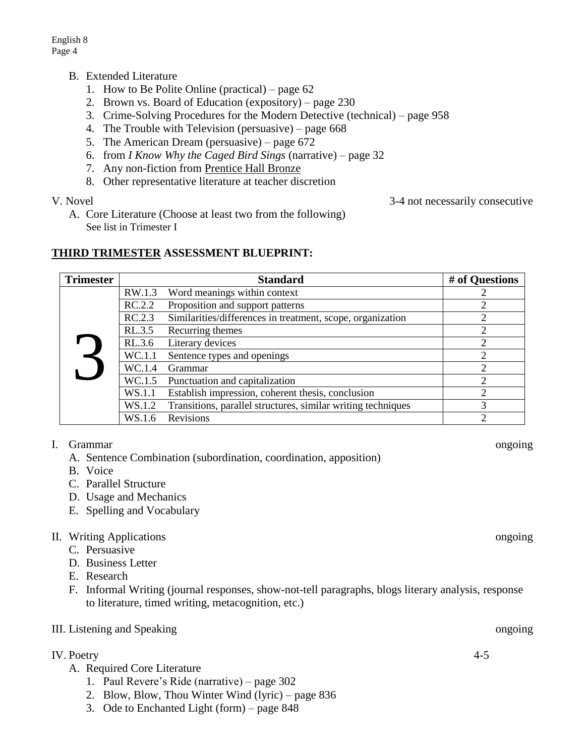B. Extended Literature
   1. How to Be Polite Online (practical) – page 62
   2. Brown vs. Board of Education (expository) – page 230
   3. Crime-Solving Procedures for the Modern Detective (technical) – page 958
   4. The Trouble with Television (persuasive) – page 668
   5. The American Dream (persuasive) – page 672
   6. from *I Know Why the Caged Bird Sings* (narrative) – page 32
   7. Any non-fiction from Prentice Hall Bronze
   8. Other representative literature at teacher discretion

V. Novel — 3-4 not necessarily consecutive

A. Core Literature (Choose at least two from the following)
   See list in Trimester I

## **THIRD TRIMESTER ASSESSMENT BLUEPRINT:**

| Trimester | Standard | | # of Questions |
|---|---|---|---|
| 3 | RW.1.3 | Word meanings within context | 2 |
| | RC.2.2 | Proposition and support patterns | 2 |
| | RC.2.3 | Similarities/differences in treatment, scope, organization | 2 |
| | RL.3.5 | Recurring themes | 2 |
| | RL.3.6 | Literary devices | 2 |
| | WC.1.1 | Sentence types and openings | 2 |
| | WC.1.4 | Grammar | 2 |
| | WC.1.5 | Punctuation and capitalization | 2 |
| | WS.1.1 | Establish impression, coherent thesis, conclusion | 2 |
| | WS.1.2 | Transitions, parallel structures, similar writing techniques | 3 |
| | WS.1.6 | Revisions | 2 |

I. Grammar — ongoing

A. Sentence Combination (subordination, coordination, apposition)
B. Voice
C. Parallel Structure
D. Usage and Mechanics
E. Spelling and Vocabulary

II. Writing Applications — ongoing

C. Persuasive
D. Business Letter
E. Research
F. Informal Writing (journal responses, show-not-tell paragraphs, blogs literary analysis, response to literature, timed writing, metacognition, etc.)

III. Listening and Speaking — ongoing

IV. Poetry — 4-5

A. Required Core Literature
   1. Paul Revere's Ride (narrative) – page 302
   2. Blow, Blow, Thou Winter Wind (lyric) – page 836
   3. Ode to Enchanted Light (form) – page 848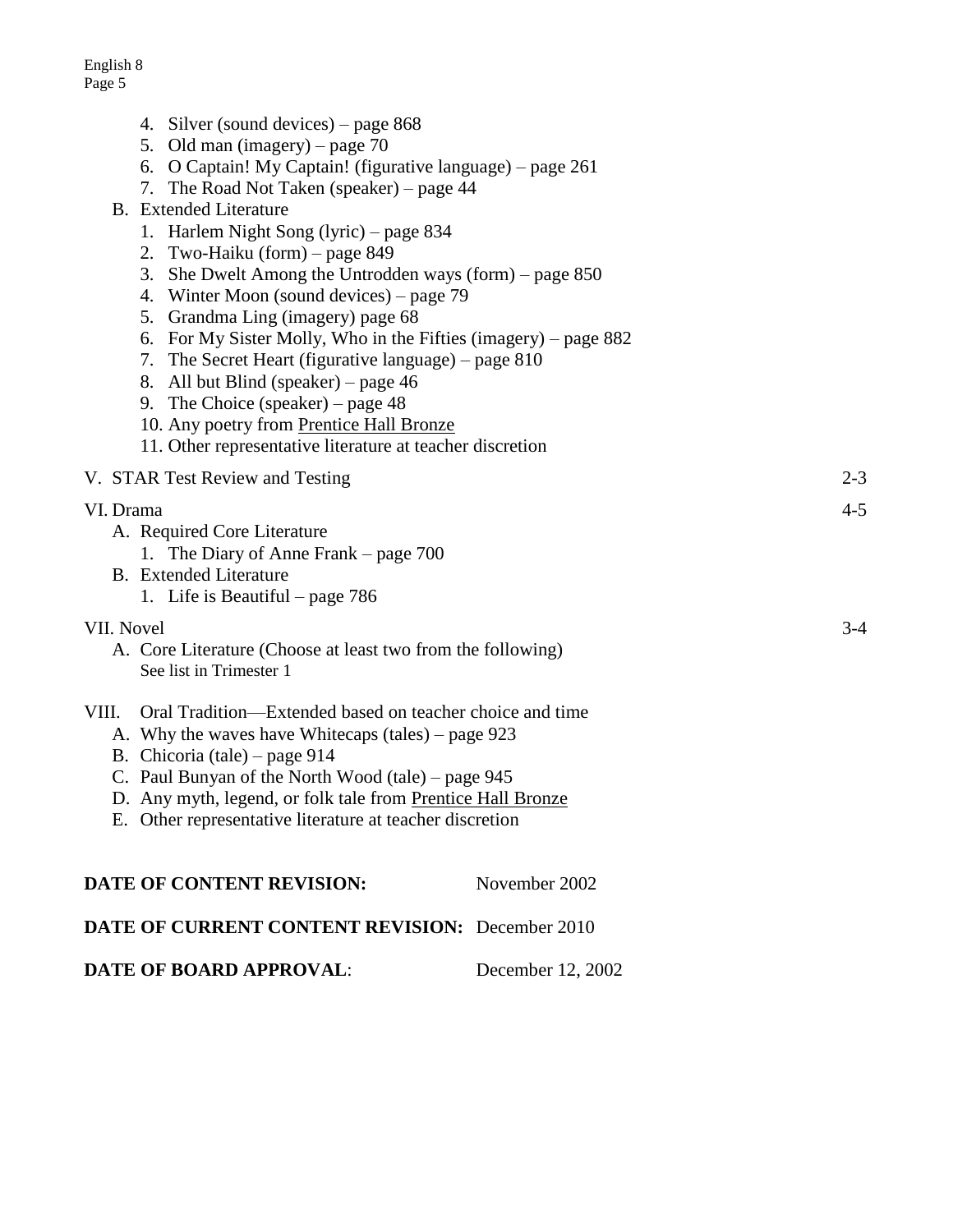4. Silver (sound devices) – page 868
5. Old man (imagery) – page 70
6. O Captain! My Captain! (figurative language) – page 261
7. The Road Not Taken (speaker) – page 44

B. Extended Literature

1. Harlem Night Song (lyric) – page 834
2. Two-Haiku (form) – page 849
3. She Dwelt Among the Untrodden ways (form) – page 850
4. Winter Moon (sound devices) – page 79
5. Grandma Ling (imagery) page 68
6. For My Sister Molly, Who in the Fifties (imagery) – page 882
7. The Secret Heart (figurative language) – page 810
8. All but Blind (speaker) – page 46
9. The Choice (speaker) – page 48
10. Any poetry from Prentice Hall Bronze
11. Other representative literature at teacher discretion

V. STAR Test Review and Testing — 2-3

VI. Drama — 4-5

A. Required Core Literature

1. The Diary of Anne Frank – page 700

B. Extended Literature

1. Life is Beautiful – page 786

VII. Novel — 3-4

A. Core Literature (Choose at least two from the following)
See list in Trimester 1

VIII. Oral Tradition—Extended based on teacher choice and time

A. Why the waves have Whitecaps (tales) – page 923
B. Chicoria (tale) – page 914
C. Paul Bunyan of the North Wood (tale) – page 945
D. Any myth, legend, or folk tale from Prentice Hall Bronze
E. Other representative literature at teacher discretion

**DATE OF CONTENT REVISION:** November 2002

**DATE OF CURRENT CONTENT REVISION:** December 2010

**DATE OF BOARD APPROVAL**: December 12, 2002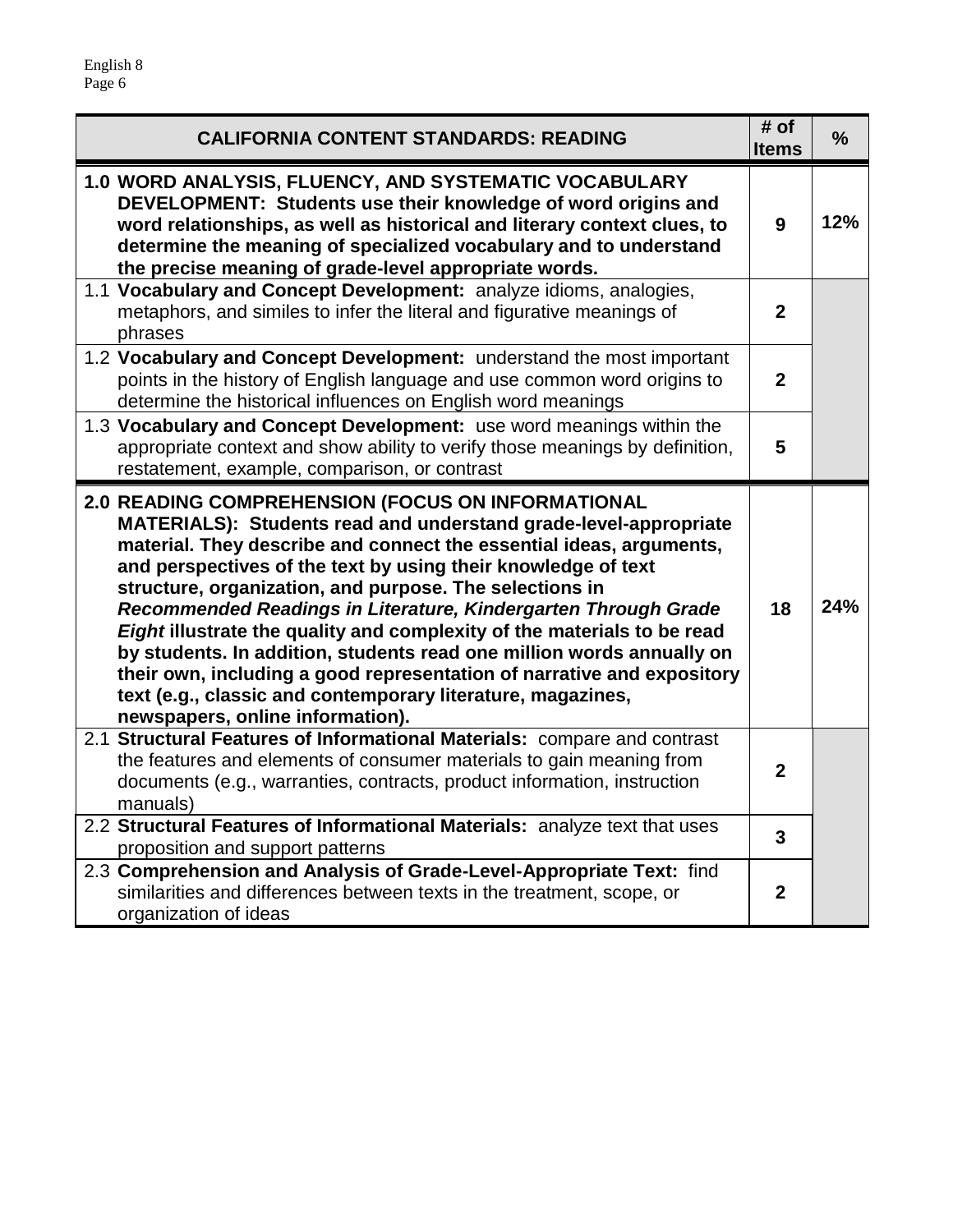| CALIFORNIA CONTENT STANDARDS: READING | # of Items | % |
|---|---|---|
| **1.0 WORD ANALYSIS, FLUENCY, AND SYSTEMATIC VOCABULARY DEVELOPMENT: Students use their knowledge of word origins and word relationships, as well as historical and literary context clues, to determine the meaning of specialized vocabulary and to understand the precise meaning of grade-level appropriate words.** | **9** | **12%** |
| 1.1 **Vocabulary and Concept Development:** analyze idioms, analogies, metaphors, and similes to infer the literal and figurative meanings of phrases | **2** | |
| 1.2 **Vocabulary and Concept Development:** understand the most important points in the history of English language and use common word origins to determine the historical influences on English word meanings | **2** | |
| 1.3 **Vocabulary and Concept Development:** use word meanings within the appropriate context and show ability to verify those meanings by definition, restatement, example, comparison, or contrast | **5** | |
| **2.0 READING COMPREHENSION (FOCUS ON INFORMATIONAL MATERIALS): Students read and understand grade-level-appropriate material. They describe and connect the essential ideas, arguments, and perspectives of the text by using their knowledge of text structure, organization, and purpose. The selections in *Recommended Readings in Literature, Kindergarten Through Grade Eight* illustrate the quality and complexity of the materials to be read by students. In addition, students read one million words annually on their own, including a good representation of narrative and expository text (e.g., classic and contemporary literature, magazines, newspapers, online information).** | **18** | **24%** |
| 2.1 **Structural Features of Informational Materials:** compare and contrast the features and elements of consumer materials to gain meaning from documents (e.g., warranties, contracts, product information, instruction manuals) | **2** | |
| 2.2 **Structural Features of Informational Materials:** analyze text that uses proposition and support patterns | **3** | |
| 2.3 **Comprehension and Analysis of Grade-Level-Appropriate Text:** find similarities and differences between texts in the treatment, scope, or organization of ideas | **2** | |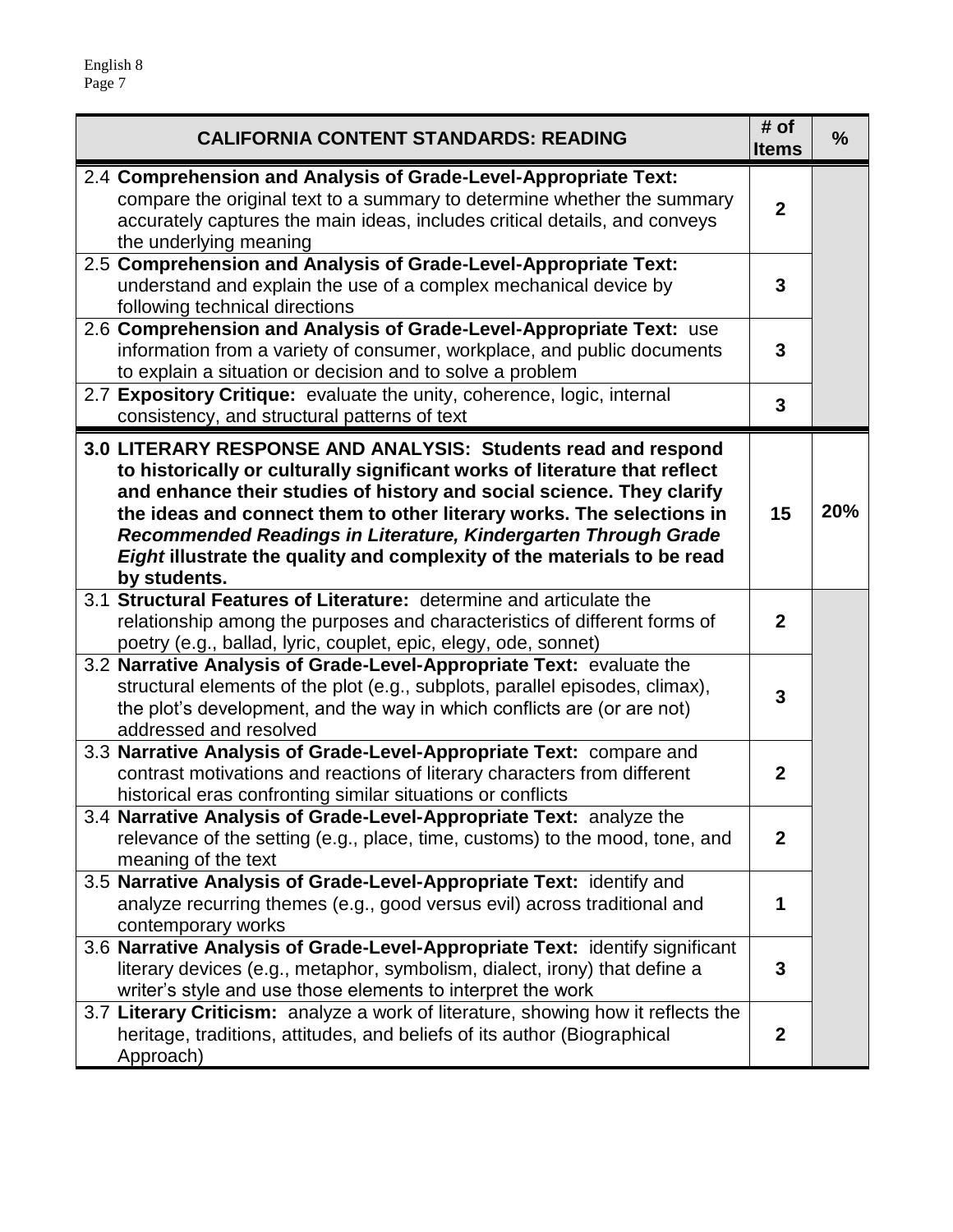| CALIFORNIA CONTENT STANDARDS: READING | # of Items | % |
|---|---|---|
| 2.4 **Comprehension and Analysis of Grade-Level-Appropriate Text:** compare the original text to a summary to determine whether the summary accurately captures the main ideas, includes critical details, and conveys the underlying meaning | **2** | |
| 2.5 **Comprehension and Analysis of Grade-Level-Appropriate Text:** understand and explain the use of a complex mechanical device by following technical directions | **3** | |
| 2.6 **Comprehension and Analysis of Grade-Level-Appropriate Text:** use information from a variety of consumer, workplace, and public documents to explain a situation or decision and to solve a problem | **3** | |
| 2.7 **Expository Critique:** evaluate the unity, coherence, logic, internal consistency, and structural patterns of text | **3** | |
| **3.0 LITERARY RESPONSE AND ANALYSIS: Students read and respond to historically or culturally significant works of literature that reflect and enhance their studies of history and social science. They clarify the ideas and connect them to other literary works. The selections in *Recommended Readings in Literature, Kindergarten Through Grade Eight* illustrate the quality and complexity of the materials to be read by students.** | **15** | **20%** |
| 3.1 **Structural Features of Literature:** determine and articulate the relationship among the purposes and characteristics of different forms of poetry (e.g., ballad, lyric, couplet, epic, elegy, ode, sonnet) | **2** | |
| 3.2 **Narrative Analysis of Grade-Level-Appropriate Text:** evaluate the structural elements of the plot (e.g., subplots, parallel episodes, climax), the plot's development, and the way in which conflicts are (or are not) addressed and resolved | **3** | |
| 3.3 **Narrative Analysis of Grade-Level-Appropriate Text:** compare and contrast motivations and reactions of literary characters from different historical eras confronting similar situations or conflicts | **2** | |
| 3.4 **Narrative Analysis of Grade-Level-Appropriate Text:** analyze the relevance of the setting (e.g., place, time, customs) to the mood, tone, and meaning of the text | **2** | |
| 3.5 **Narrative Analysis of Grade-Level-Appropriate Text:** identify and analyze recurring themes (e.g., good versus evil) across traditional and contemporary works | **1** | |
| 3.6 **Narrative Analysis of Grade-Level-Appropriate Text:** identify significant literary devices (e.g., metaphor, symbolism, dialect, irony) that define a writer's style and use those elements to interpret the work | **3** | |
| 3.7 **Literary Criticism:** analyze a work of literature, showing how it reflects the heritage, traditions, attitudes, and beliefs of its author (Biographical Approach) | **2** | |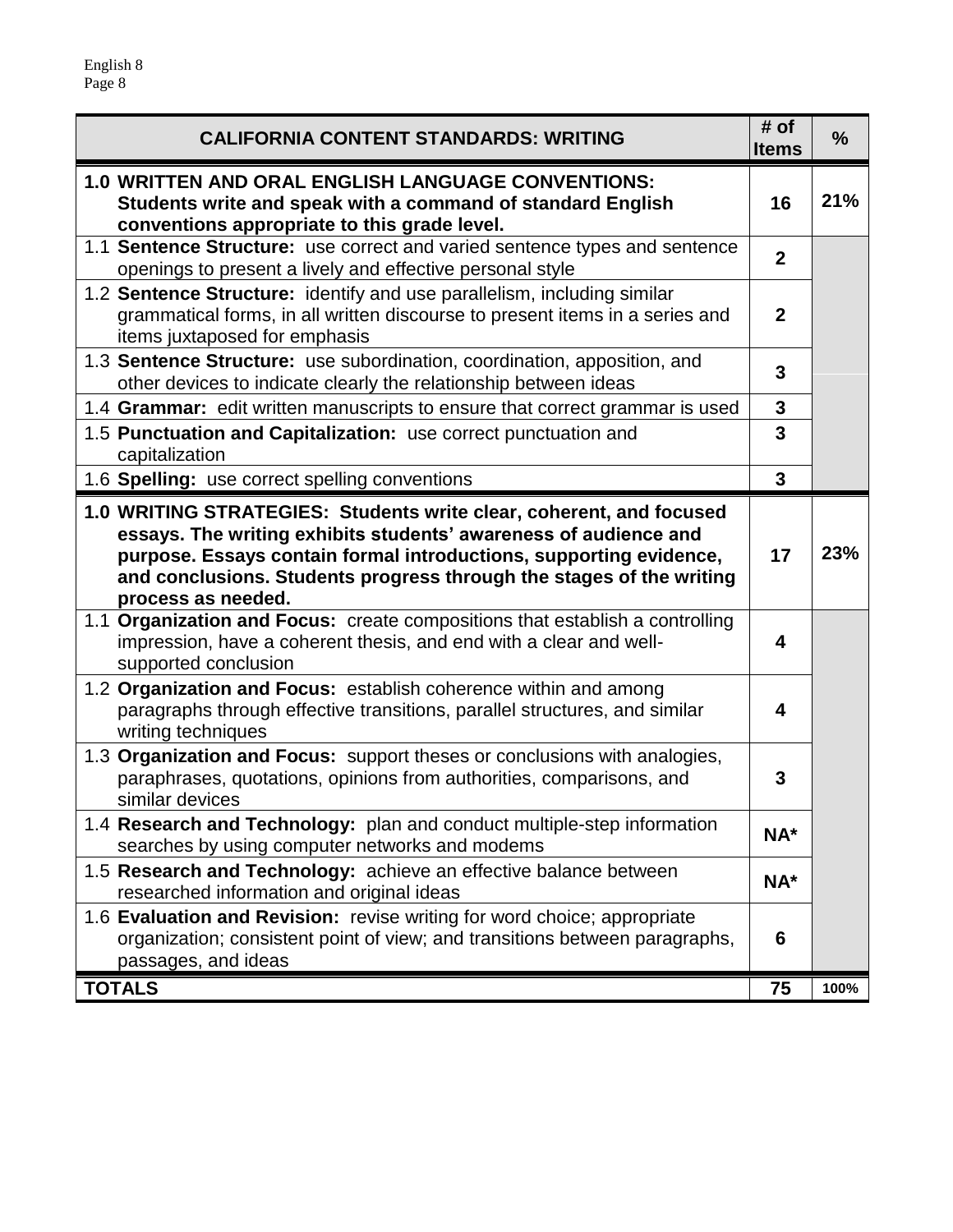| CALIFORNIA CONTENT STANDARDS: WRITING | # of Items | % |
|---|---|---|
| **1.0 WRITTEN AND ORAL ENGLISH LANGUAGE CONVENTIONS: Students write and speak with a command of standard English conventions appropriate to this grade level.** | **16** | **21%** |
| 1.1 **Sentence Structure:** use correct and varied sentence types and sentence openings to present a lively and effective personal style | **2** | |
| 1.2 **Sentence Structure:** identify and use parallelism, including similar grammatical forms, in all written discourse to present items in a series and items juxtaposed for emphasis | **2** | |
| 1.3 **Sentence Structure:** use subordination, coordination, apposition, and other devices to indicate clearly the relationship between ideas | **3** | |
| 1.4 **Grammar:** edit written manuscripts to ensure that correct grammar is used | **3** | |
| 1.5 **Punctuation and Capitalization:** use correct punctuation and capitalization | **3** | |
| 1.6 **Spelling:** use correct spelling conventions | **3** | |
| **1.0 WRITING STRATEGIES: Students write clear, coherent, and focused essays. The writing exhibits students' awareness of audience and purpose. Essays contain formal introductions, supporting evidence, and conclusions. Students progress through the stages of the writing process as needed.** | **17** | **23%** |
| 1.1 **Organization and Focus:** create compositions that establish a controlling impression, have a coherent thesis, and end with a clear and well-supported conclusion | **4** | |
| 1.2 **Organization and Focus:** establish coherence within and among paragraphs through effective transitions, parallel structures, and similar writing techniques | **4** | |
| 1.3 **Organization and Focus:** support theses or conclusions with analogies, paraphrases, quotations, opinions from authorities, comparisons, and similar devices | **3** | |
| 1.4 **Research and Technology:** plan and conduct multiple-step information searches by using computer networks and modems | **NA*** | |
| 1.5 **Research and Technology:** achieve an effective balance between researched information and original ideas | **NA*** | |
| 1.6 **Evaluation and Revision:** revise writing for word choice; appropriate organization; consistent point of view; and transitions between paragraphs, passages, and ideas | **6** | |
| **TOTALS** | **75** | **100%** |